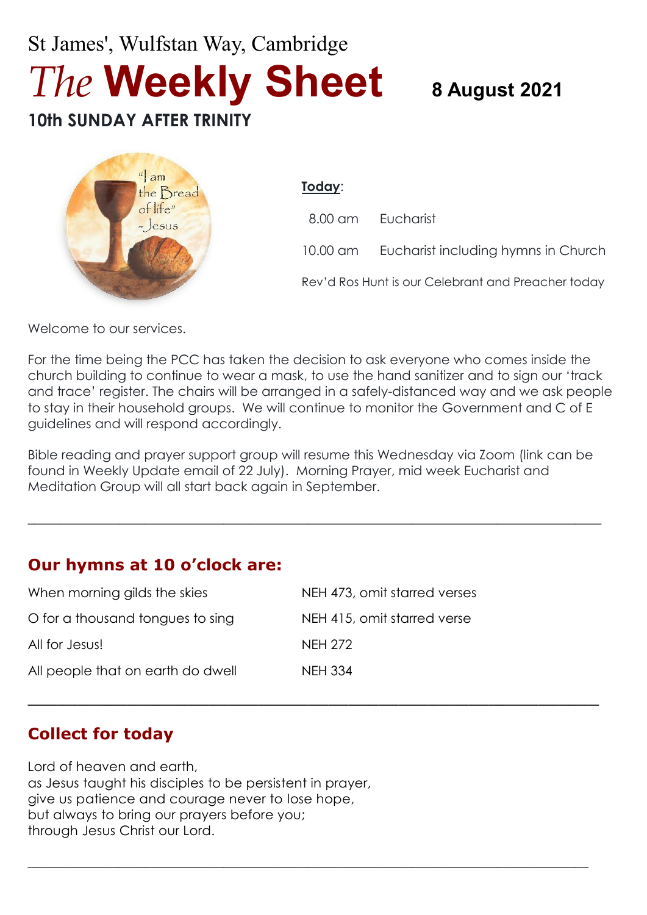St James', Wulfstan Way, Cambridge

# *The* **Weekly Sheet**

**8 August 2021**

## 10th SUNDAY AFTER TRINITY

**Today**:

| | |
|---|---|
| 8.00 am | Eucharist |
| 10.00 am | Eucharist including hymns in Church |

Rev'd Ros Hunt is our Celebrant and Preacher today

Welcome to our services.

For the time being the PCC has taken the decision to ask everyone who comes inside the church building to continue to wear a mask, to use the hand sanitizer and to sign our 'track and trace' register. The chairs will be arranged in a safely-distanced way and we ask people to stay in their household groups. We will continue to monitor the Government and C of E guidelines and will respond accordingly.

Bible reading and prayer support group will resume this Wednesday via Zoom (link can be found in Weekly Update email of 22 July). Morning Prayer, mid week Eucharist and Meditation Group will all start back again in September.

---

## Our hymns at 10 o'clock are:

| | |
|---|---|
| When morning gilds the skies | NEH 473, omit starred verses |
| O for a thousand tongues to sing | NEH 415, omit starred verse |
| All for Jesus! | NEH 272 |
| All people that on earth do dwell | NEH 334 |

---

## Collect for today

Lord of heaven and earth,
as Jesus taught his disciples to be persistent in prayer,
give us patience and courage never to lose hope,
but always to bring our prayers before you;
through Jesus Christ our Lord.

---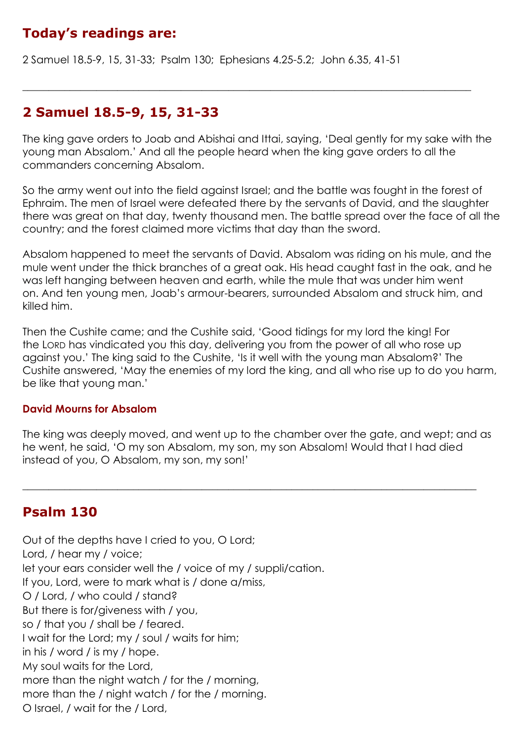## Today's readings are:

2 Samuel 18.5-9, 15, 31-33; Psalm 130; Ephesians 4.25-5.2; John 6.35, 41-51

---

## 2 Samuel 18.5-9, 15, 31-33

The king gave orders to Joab and Abishai and Ittai, saying, 'Deal gently for my sake with the young man Absalom.' And all the people heard when the king gave orders to all the commanders concerning Absalom.

So the army went out into the field against Israel; and the battle was fought in the forest of Ephraim. The men of Israel were defeated there by the servants of David, and the slaughter there was great on that day, twenty thousand men. The battle spread over the face of all the country; and the forest claimed more victims that day than the sword.

Absalom happened to meet the servants of David. Absalom was riding on his mule, and the mule went under the thick branches of a great oak. His head caught fast in the oak, and he was left hanging between heaven and earth, while the mule that was under him went on. And ten young men, Joab's armour-bearers, surrounded Absalom and struck him, and killed him.

Then the Cushite came; and the Cushite said, 'Good tidings for my lord the king! For the LORD has vindicated you this day, delivering you from the power of all who rose up against you.' The king said to the Cushite, 'Is it well with the young man Absalom?' The Cushite answered, 'May the enemies of my lord the king, and all who rise up to do you harm, be like that young man.'

#### David Mourns for Absalom

The king was deeply moved, and went up to the chamber over the gate, and wept; and as he went, he said, 'O my son Absalom, my son, my son Absalom! Would that I had died instead of you, O Absalom, my son, my son!'

---

## Psalm 130

Out of the depths have I cried to you, O Lord;
Lord, / hear my / voice;
let your ears consider well the / voice of my / suppli/cation.
If you, Lord, were to mark what is / done a/miss,
O / Lord, / who could / stand?
But there is for/giveness with / you,
so / that you / shall be / feared.
I wait for the Lord; my / soul / waits for him;
in his / word / is my / hope.
My soul waits for the Lord,
more than the night watch / for the / morning,
more than the / night watch / for the / morning.
O Israel, / wait for the / Lord,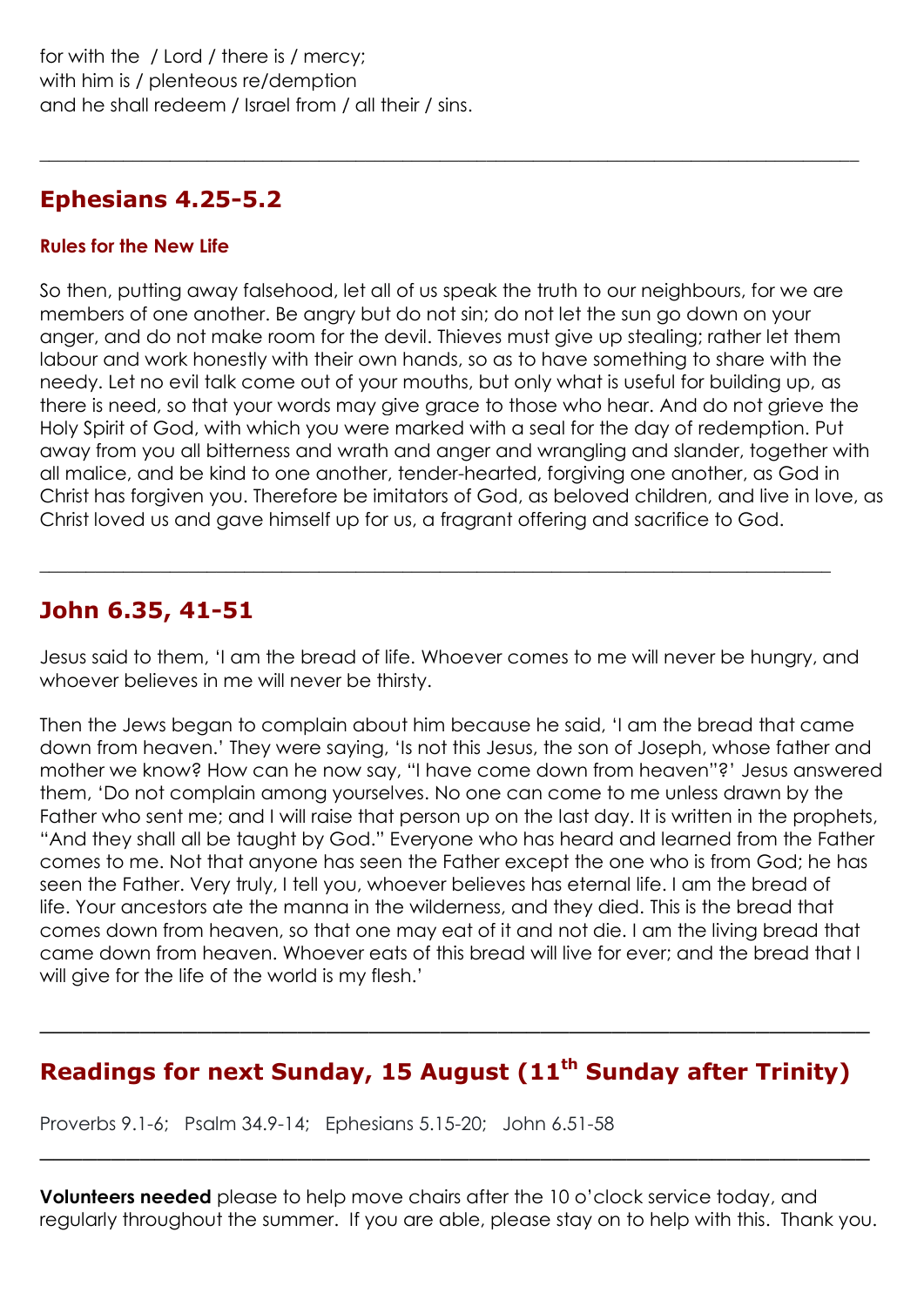for with the / Lord / there is / mercy;
with him is / plenteous re/demption
and he shall redeem / Israel from / all their / sins.

---

## Ephesians 4.25-5.2

### Rules for the New Life

So then, putting away falsehood, let all of us speak the truth to our neighbours, for we are members of one another. Be angry but do not sin; do not let the sun go down on your anger, and do not make room for the devil. Thieves must give up stealing; rather let them labour and work honestly with their own hands, so as to have something to share with the needy. Let no evil talk come out of your mouths, but only what is useful for building up, as there is need, so that your words may give grace to those who hear. And do not grieve the Holy Spirit of God, with which you were marked with a seal for the day of redemption. Put away from you all bitterness and wrath and anger and wrangling and slander, together with all malice, and be kind to one another, tender-hearted, forgiving one another, as God in Christ has forgiven you. Therefore be imitators of God, as beloved children, and live in love, as Christ loved us and gave himself up for us, a fragrant offering and sacrifice to God.

---

## John 6.35, 41-51

Jesus said to them, 'I am the bread of life. Whoever comes to me will never be hungry, and whoever believes in me will never be thirsty.

Then the Jews began to complain about him because he said, 'I am the bread that came down from heaven.' They were saying, 'Is not this Jesus, the son of Joseph, whose father and mother we know? How can he now say, "I have come down from heaven"?' Jesus answered them, 'Do not complain among yourselves. No one can come to me unless drawn by the Father who sent me; and I will raise that person up on the last day. It is written in the prophets, "And they shall all be taught by God." Everyone who has heard and learned from the Father comes to me. Not that anyone has seen the Father except the one who is from God; he has seen the Father. Very truly, I tell you, whoever believes has eternal life. I am the bread of life. Your ancestors ate the manna in the wilderness, and they died. This is the bread that comes down from heaven, so that one may eat of it and not die. I am the living bread that came down from heaven. Whoever eats of this bread will live for ever; and the bread that I will give for the life of the world is my flesh.'

---

## Readings for next Sunday, 15 August (11th Sunday after Trinity)

Proverbs 9.1-6; Psalm 34.9-14; Ephesians 5.15-20; John 6.51-58

---

**Volunteers needed** please to help move chairs after the 10 o'clock service today, and regularly throughout the summer. If you are able, please stay on to help with this. Thank you.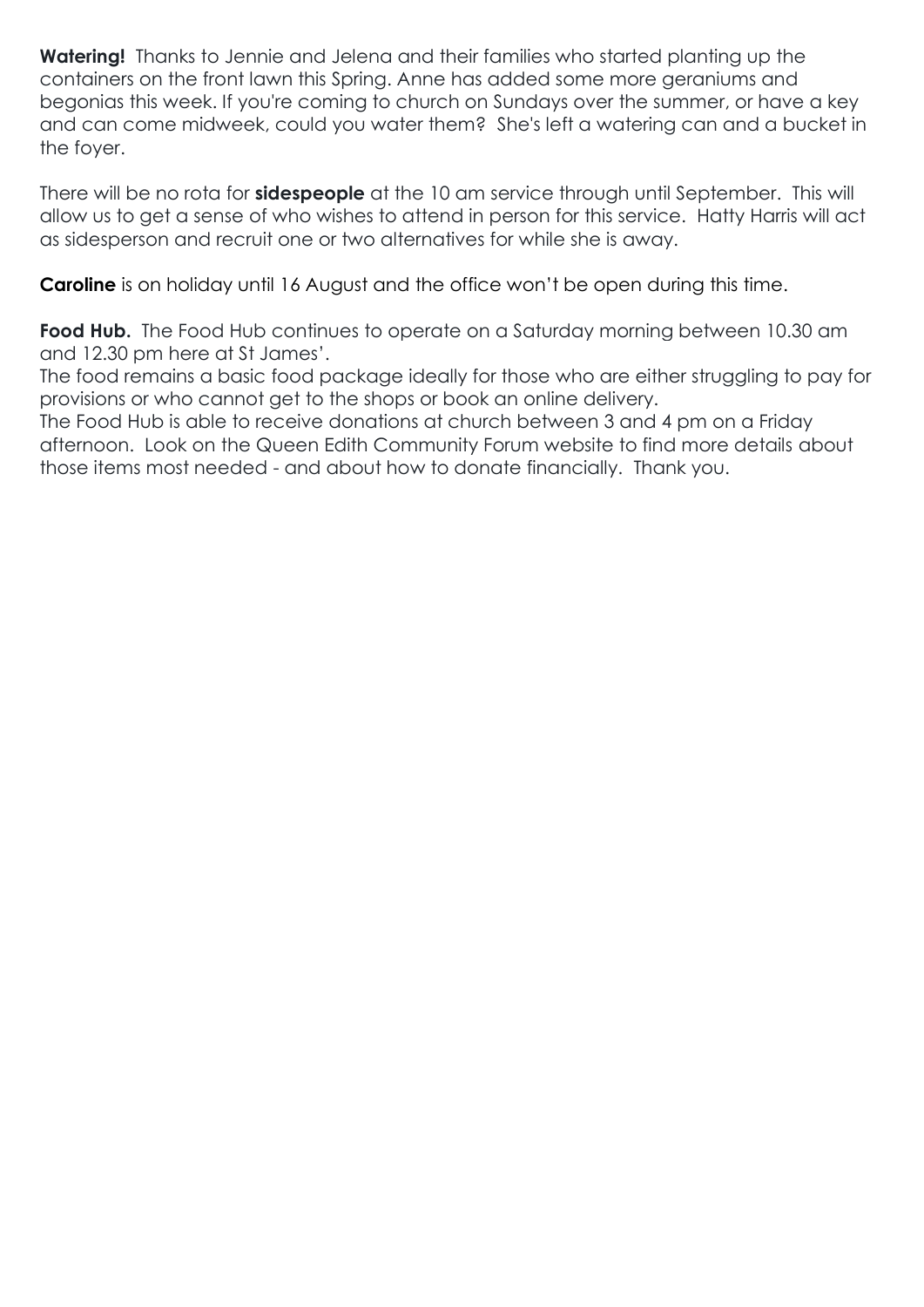**Watering!** Thanks to Jennie and Jelena and their families who started planting up the containers on the front lawn this Spring. Anne has added some more geraniums and begonias this week. If you're coming to church on Sundays over the summer, or have a key and can come midweek, could you water them? She's left a watering can and a bucket in the foyer.

There will be no rota for **sidespeople** at the 10 am service through until September. This will allow us to get a sense of who wishes to attend in person for this service. Hatty Harris will act as sidesperson and recruit one or two alternatives for while she is away.

**Caroline** is on holiday until 16 August and the office won't be open during this time.

**Food Hub.** The Food Hub continues to operate on a Saturday morning between 10.30 am and 12.30 pm here at St James'.
The food remains a basic food package ideally for those who are either struggling to pay for provisions or who cannot get to the shops or book an online delivery.
The Food Hub is able to receive donations at church between 3 and 4 pm on a Friday afternoon. Look on the Queen Edith Community Forum website to find more details about those items most needed - and about how to donate financially. Thank you.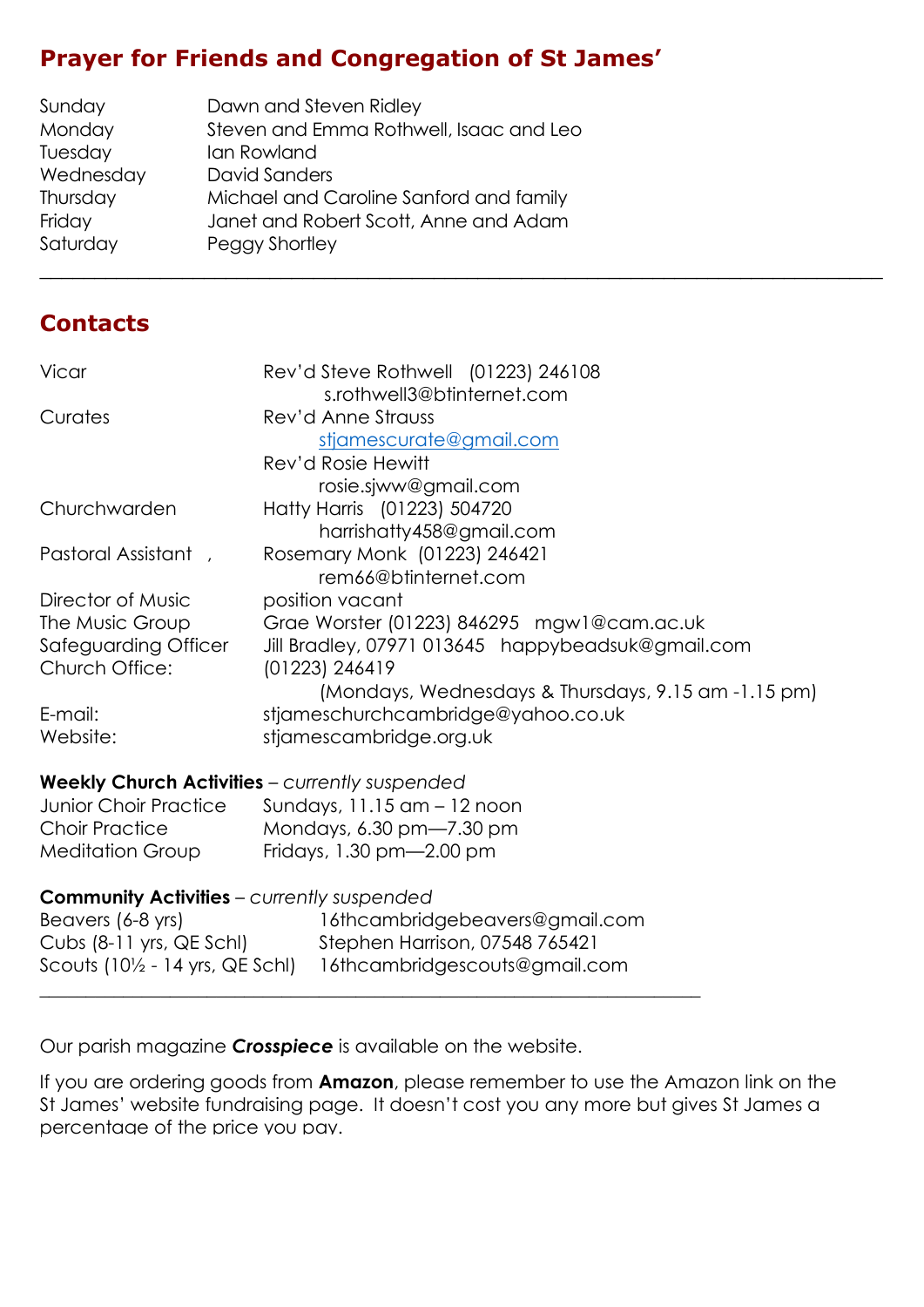## Prayer for Friends and Congregation of St James'

| | |
|---|---|
| Sunday | Dawn and Steven Ridley |
| Monday | Steven and Emma Rothwell, Isaac and Leo |
| Tuesday | Ian Rowland |
| Wednesday | David Sanders |
| Thursday | Michael and Caroline Sanford and family |
| Friday | Janet and Robert Scott, Anne and Adam |
| Saturday | Peggy Shortley |

---

## Contacts

| | |
|---|---|
| Vicar | Rev'd Steve Rothwell (01223) 246108<br>s.rothwell3@btinternet.com |
| Curates | Rev'd Anne Strauss<br>stjamescurate@gmail.com<br>Rev'd Rosie Hewitt<br>rosie.sjww@gmail.com |
| Churchwarden | Hatty Harris (01223) 504720<br>harrishatty458@gmail.com |
| Pastoral Assistant , | Rosemary Monk (01223) 246421<br>rem66@btinternet.com |
| Director of Music | position vacant |
| The Music Group | Grae Worster (01223) 846295 mgw1@cam.ac.uk |
| Safeguarding Officer | Jill Bradley, 07971 013645 happybeadsuk@gmail.com |
| Church Office: | (01223) 246419<br>(Mondays, Wednesdays & Thursdays, 9.15 am -1.15 pm) |
| E-mail: | stjameschurchcambridge@yahoo.co.uk |
| Website: | stjamescambridge.org.uk |

**Weekly Church Activities** – *currently suspended*

| | |
|---|---|
| Junior Choir Practice | Sundays, 11.15 am – 12 noon |
| Choir Practice | Mondays, 6.30 pm—7.30 pm |
| Meditation Group | Fridays, 1.30 pm—2.00 pm |

**Community Activities** – *currently suspended*

| | |
|---|---|
| Beavers (6-8 yrs) | 16thcambridgebeavers@gmail.com |
| Cubs (8-11 yrs, QE Schl) | Stephen Harrison, 07548 765421 |
| Scouts (10½ - 14 yrs, QE Schl) | 16thcambridgescouts@gmail.com |

---

Our parish magazine ***Crosspiece*** is available on the website.

If you are ordering goods from **Amazon**, please remember to use the Amazon link on the St James' website fundraising page. It doesn't cost you any more but gives St James a percentage of the price you pay.